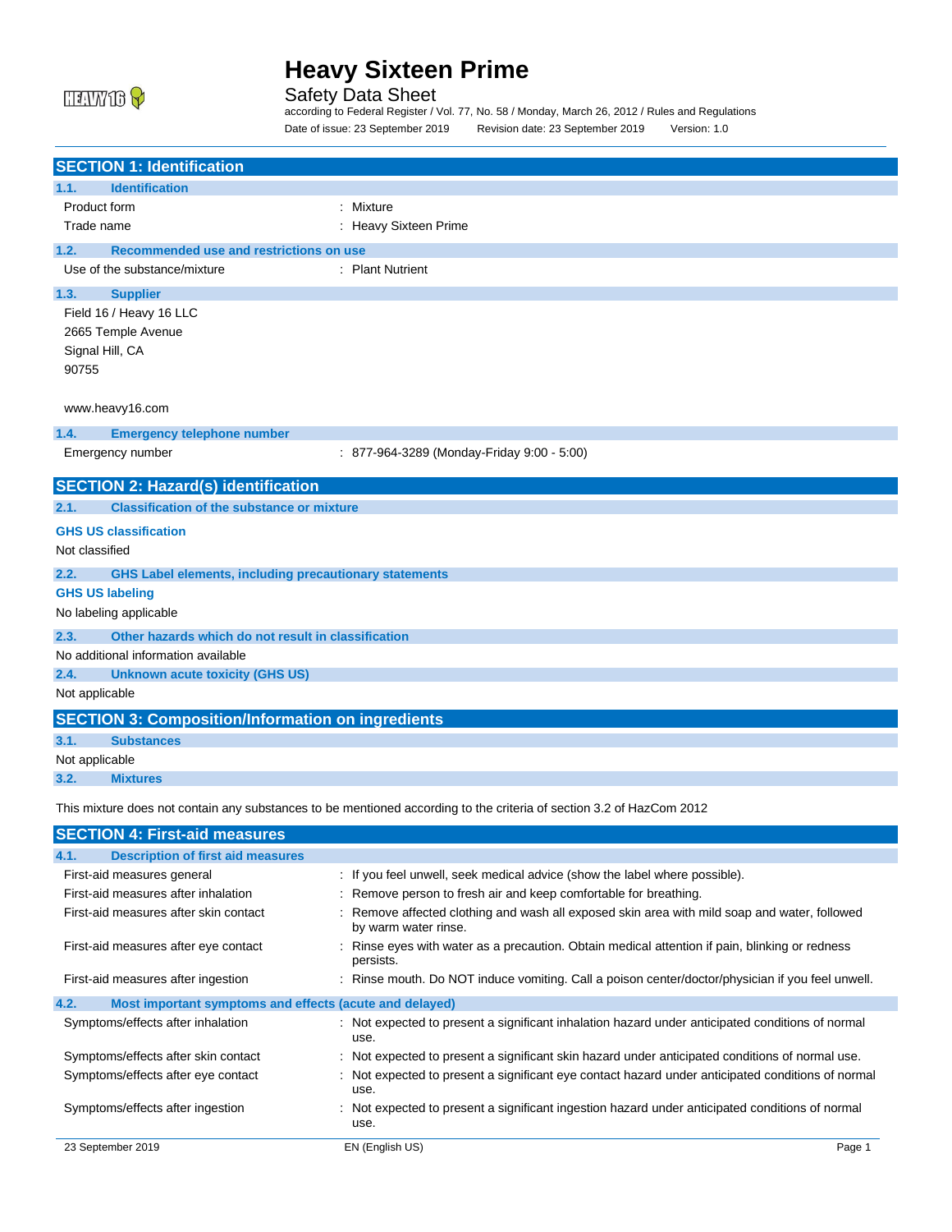# Heavy Sixteen Prime

Safety Data Sheet

according to Federal Register / Vol. 77, No. 58 / Monday, March 26, 2012 / Rules and Regulations

Date of issue: 23 September 2019 Revision date: 23 September 2019 Version: 1.0

## SECTION 1: Identification

### 1.1. Identification

| | |
|---|---|
| Product form | : Mixture |
| Trade name | : Heavy Sixteen Prime |

### 1.2. Recommended use and restrictions on use

| | |
|---|---|
| Use of the substance/mixture | : Plant Nutrient |

### 1.3. Supplier

Field 16 / Heavy 16 LLC
2665 Temple Avenue
Signal Hill, CA
90755

www.heavy16.com

### 1.4. Emergency telephone number

| | |
|---|---|
| Emergency number | : 877-964-3289 (Monday-Friday 9:00 - 5:00) |

## SECTION 2: Hazard(s) identification

### 2.1. Classification of the substance or mixture

**GHS US classification**

Not classified

### 2.2. GHS Label elements, including precautionary statements

**GHS US labeling**

No labeling applicable

### 2.3. Other hazards which do not result in classification

No additional information available

### 2.4. Unknown acute toxicity (GHS US)

Not applicable

## SECTION 3: Composition/Information on ingredients

### 3.1. Substances

Not applicable

### 3.2. Mixtures

This mixture does not contain any substances to be mentioned according to the criteria of section 3.2 of HazCom 2012

## SECTION 4: First-aid measures

### 4.1. Description of first aid measures

| | |
|---|---|
| First-aid measures general | : If you feel unwell, seek medical advice (show the label where possible). |
| First-aid measures after inhalation | : Remove person to fresh air and keep comfortable for breathing. |
| First-aid measures after skin contact | : Remove affected clothing and wash all exposed skin area with mild soap and water, followed by warm water rinse. |
| First-aid measures after eye contact | : Rinse eyes with water as a precaution. Obtain medical attention if pain, blinking or redness persists. |
| First-aid measures after ingestion | : Rinse mouth. Do NOT induce vomiting. Call a poison center/doctor/physician if you feel unwell. |

### 4.2. Most important symptoms and effects (acute and delayed)

| | |
|---|---|
| Symptoms/effects after inhalation | : Not expected to present a significant inhalation hazard under anticipated conditions of normal use. |
| Symptoms/effects after skin contact | : Not expected to present a significant skin hazard under anticipated conditions of normal use. |
| Symptoms/effects after eye contact | : Not expected to present a significant eye contact hazard under anticipated conditions of normal use. |
| Symptoms/effects after ingestion | : Not expected to present a significant ingestion hazard under anticipated conditions of normal use. |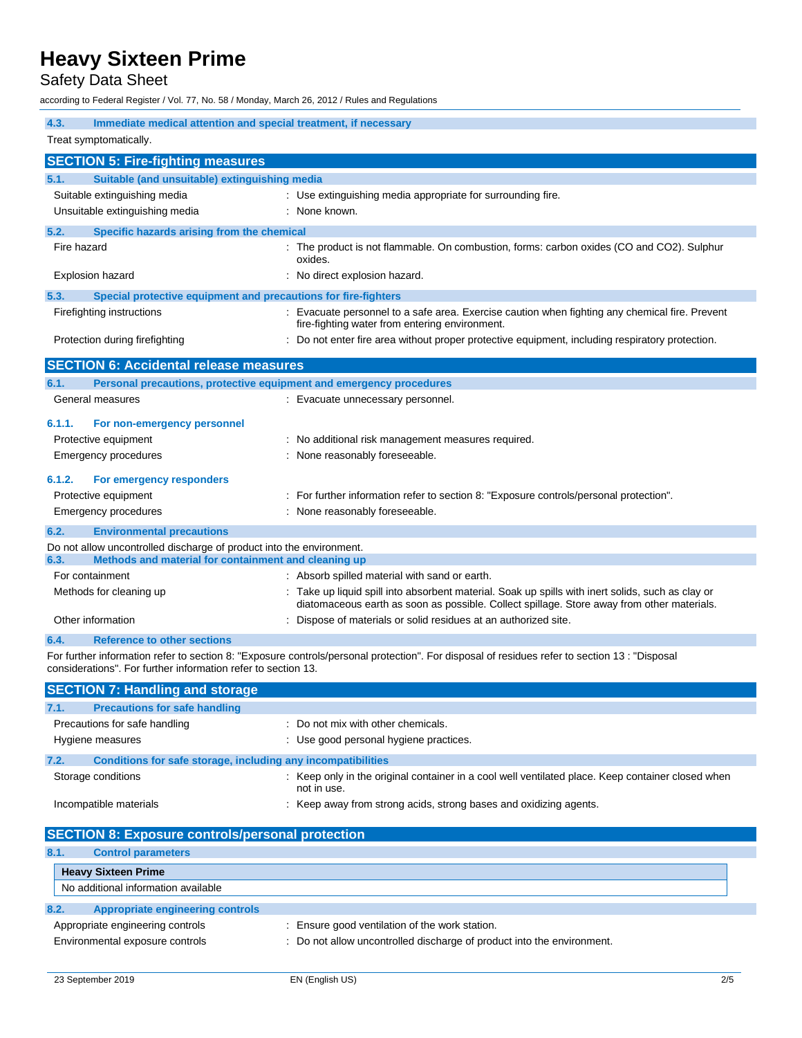#### 4.3. Immediate medical attention and special treatment, if necessary

Treat symptomatically.

## SECTION 5: Fire-fighting measures

#### 5.1. Suitable (and unsuitable) extinguishing media

| | |
|---|---|
| Suitable extinguishing media | : Use extinguishing media appropriate for surrounding fire. |
| Unsuitable extinguishing media | : None known. |

#### 5.2. Specific hazards arising from the chemical

| | |
|---|---|
| Fire hazard | : The product is not flammable. On combustion, forms: carbon oxides (CO and CO2). Sulphur oxides. |
| Explosion hazard | : No direct explosion hazard. |

#### 5.3. Special protective equipment and precautions for fire-fighters

| | |
|---|---|
| Firefighting instructions | : Evacuate personnel to a safe area. Exercise caution when fighting any chemical fire. Prevent fire-fighting water from entering environment. |
| Protection during firefighting | : Do not enter fire area without proper protective equipment, including respiratory protection. |

## SECTION 6: Accidental release measures

#### 6.1. Personal precautions, protective equipment and emergency procedures

| | |
|---|---|
| General measures | : Evacuate unnecessary personnel. |

##### 6.1.1. For non-emergency personnel

| | |
|---|---|
| Protective equipment | : No additional risk management measures required. |
| Emergency procedures | : None reasonably foreseeable. |

##### 6.1.2. For emergency responders

| | |
|---|---|
| Protective equipment | : For further information refer to section 8: "Exposure controls/personal protection". |
| Emergency procedures | : None reasonably foreseeable. |

#### 6.2. Environmental precautions

Do not allow uncontrolled discharge of product into the environment.

#### 6.3. Methods and material for containment and cleaning up

| | |
|---|---|
| For containment | : Absorb spilled material with sand or earth. |
| Methods for cleaning up | : Take up liquid spill into absorbent material. Soak up spills with inert solids, such as clay or diatomaceous earth as soon as possible. Collect spillage. Store away from other materials. |
| Other information | : Dispose of materials or solid residues at an authorized site. |

#### 6.4. Reference to other sections

For further information refer to section 8: "Exposure controls/personal protection". For disposal of residues refer to section 13 : "Disposal considerations". For further information refer to section 13.

## SECTION 7: Handling and storage

#### 7.1. Precautions for safe handling

| | |
|---|---|
| Precautions for safe handling | : Do not mix with other chemicals. |
| Hygiene measures | : Use good personal hygiene practices. |

#### 7.2. Conditions for safe storage, including any incompatibilities

| | |
|---|---|
| Storage conditions | : Keep only in the original container in a cool well ventilated place. Keep container closed when not in use. |
| Incompatible materials | : Keep away from strong acids, strong bases and oxidizing agents. |

## SECTION 8: Exposure controls/personal protection

#### 8.1. Control parameters

| Heavy Sixteen Prime |
|---|
| No additional information available |

#### 8.2. Appropriate engineering controls

| | |
|---|---|
| Appropriate engineering controls | : Ensure good ventilation of the work station. |
| Environmental exposure controls | : Do not allow uncontrolled discharge of product into the environment. |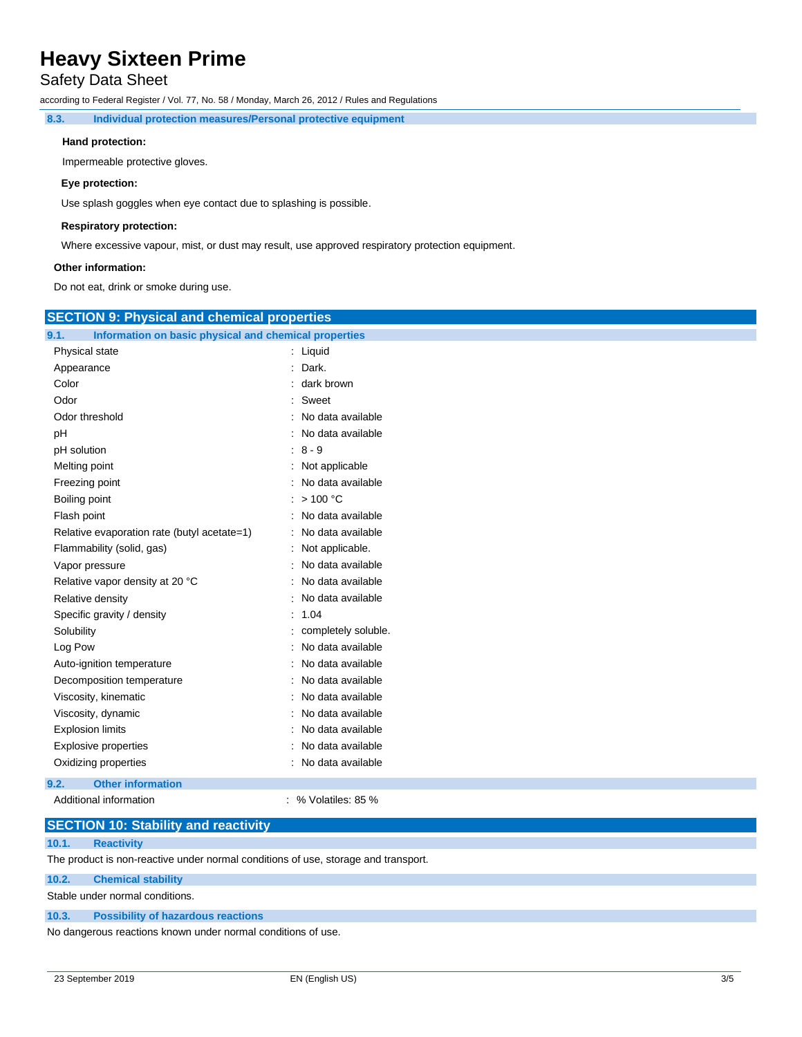### 8.3. Individual protection measures/Personal protective equipment

**Hand protection:**

Impermeable protective gloves.

**Eye protection:**

Use splash goggles when eye contact due to splashing is possible.

**Respiratory protection:**

Where excessive vapour, mist, or dust may result, use approved respiratory protection equipment.

**Other information:**

Do not eat, drink or smoke during use.

## SECTION 9: Physical and chemical properties

### 9.1. Information on basic physical and chemical properties

| Property | Value |
|---|---|
| Physical state | Liquid |
| Appearance | Dark. |
| Color | dark brown |
| Odor | Sweet |
| Odor threshold | No data available |
| pH | No data available |
| pH solution | 8 - 9 |
| Melting point | Not applicable |
| Freezing point | No data available |
| Boiling point | > 100 °C |
| Flash point | No data available |
| Relative evaporation rate (butyl acetate=1) | No data available |
| Flammability (solid, gas) | Not applicable. |
| Vapor pressure | No data available |
| Relative vapor density at 20 °C | No data available |
| Relative density | No data available |
| Specific gravity / density | 1.04 |
| Solubility | completely soluble. |
| Log Pow | No data available |
| Auto-ignition temperature | No data available |
| Decomposition temperature | No data available |
| Viscosity, kinematic | No data available |
| Viscosity, dynamic | No data available |
| Explosion limits | No data available |
| Explosive properties | No data available |
| Oxidizing properties | No data available |

### 9.2. Other information

| | |
|---|---|
| Additional information | % Volatiles: 85 % |

## SECTION 10: Stability and reactivity

### 10.1. Reactivity

The product is non-reactive under normal conditions of use, storage and transport.

### 10.2. Chemical stability

Stable under normal conditions.

### 10.3. Possibility of hazardous reactions

No dangerous reactions known under normal conditions of use.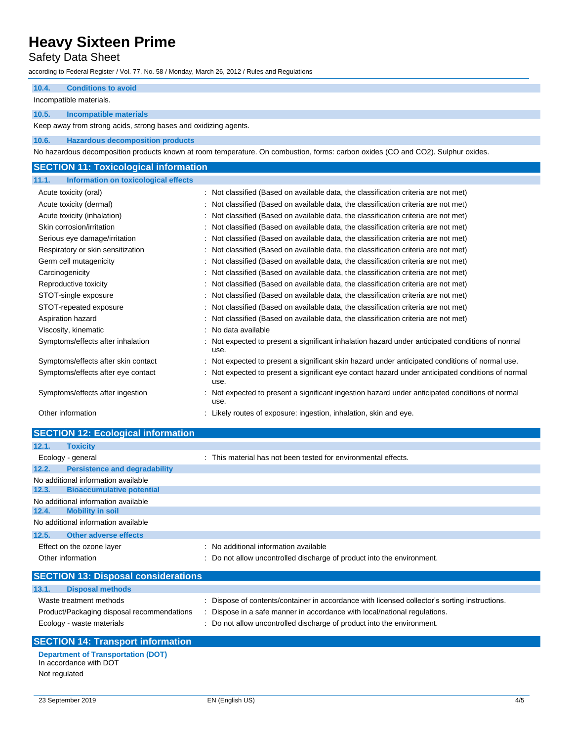### 10.4. Conditions to avoid

Incompatible materials.

### 10.5. Incompatible materials

Keep away from strong acids, strong bases and oxidizing agents.

### 10.6. Hazardous decomposition products

No hazardous decomposition products known at room temperature. On combustion, forms: carbon oxides (CO and CO2). Sulphur oxides.

## SECTION 11: Toxicological information

### 11.1. Information on toxicological effects

| | |
|---|---|
| Acute toxicity (oral) | : Not classified (Based on available data, the classification criteria are not met) |
| Acute toxicity (dermal) | : Not classified (Based on available data, the classification criteria are not met) |
| Acute toxicity (inhalation) | : Not classified (Based on available data, the classification criteria are not met) |
| Skin corrosion/irritation | : Not classified (Based on available data, the classification criteria are not met) |
| Serious eye damage/irritation | : Not classified (Based on available data, the classification criteria are not met) |
| Respiratory or skin sensitization | : Not classified (Based on available data, the classification criteria are not met) |
| Germ cell mutagenicity | : Not classified (Based on available data, the classification criteria are not met) |
| Carcinogenicity | : Not classified (Based on available data, the classification criteria are not met) |
| Reproductive toxicity | : Not classified (Based on available data, the classification criteria are not met) |
| STOT-single exposure | : Not classified (Based on available data, the classification criteria are not met) |
| STOT-repeated exposure | : Not classified (Based on available data, the classification criteria are not met) |
| Aspiration hazard | : Not classified (Based on available data, the classification criteria are not met) |
| Viscosity, kinematic | : No data available |
| Symptoms/effects after inhalation | : Not expected to present a significant inhalation hazard under anticipated conditions of normal use. |
| Symptoms/effects after skin contact | : Not expected to present a significant skin hazard under anticipated conditions of normal use. |
| Symptoms/effects after eye contact | : Not expected to present a significant eye contact hazard under anticipated conditions of normal use. |
| Symptoms/effects after ingestion | : Not expected to present a significant ingestion hazard under anticipated conditions of normal use. |
| Other information | : Likely routes of exposure: ingestion, inhalation, skin and eye. |

## SECTION 12: Ecological information

### 12.1. Toxicity

| | |
|---|---|
| Ecology - general | : This material has not been tested for environmental effects. |

### 12.2. Persistence and degradability

No additional information available

### 12.3. Bioaccumulative potential

No additional information available

### 12.4. Mobility in soil

No additional information available

### 12.5. Other adverse effects

| | |
|---|---|
| Effect on the ozone layer | : No additional information available |
| Other information | : Do not allow uncontrolled discharge of product into the environment. |

## SECTION 13: Disposal considerations

### 13.1. Disposal methods

| | |
|---|---|
| Waste treatment methods | : Dispose of contents/container in accordance with licensed collector's sorting instructions. |
| Product/Packaging disposal recommendations | : Dispose in a safe manner in accordance with local/national regulations. |
| Ecology - waste materials | : Do not allow uncontrolled discharge of product into the environment. |

## SECTION 14: Transport information

**Department of Transportation (DOT)**

In accordance with DOT

Not regulated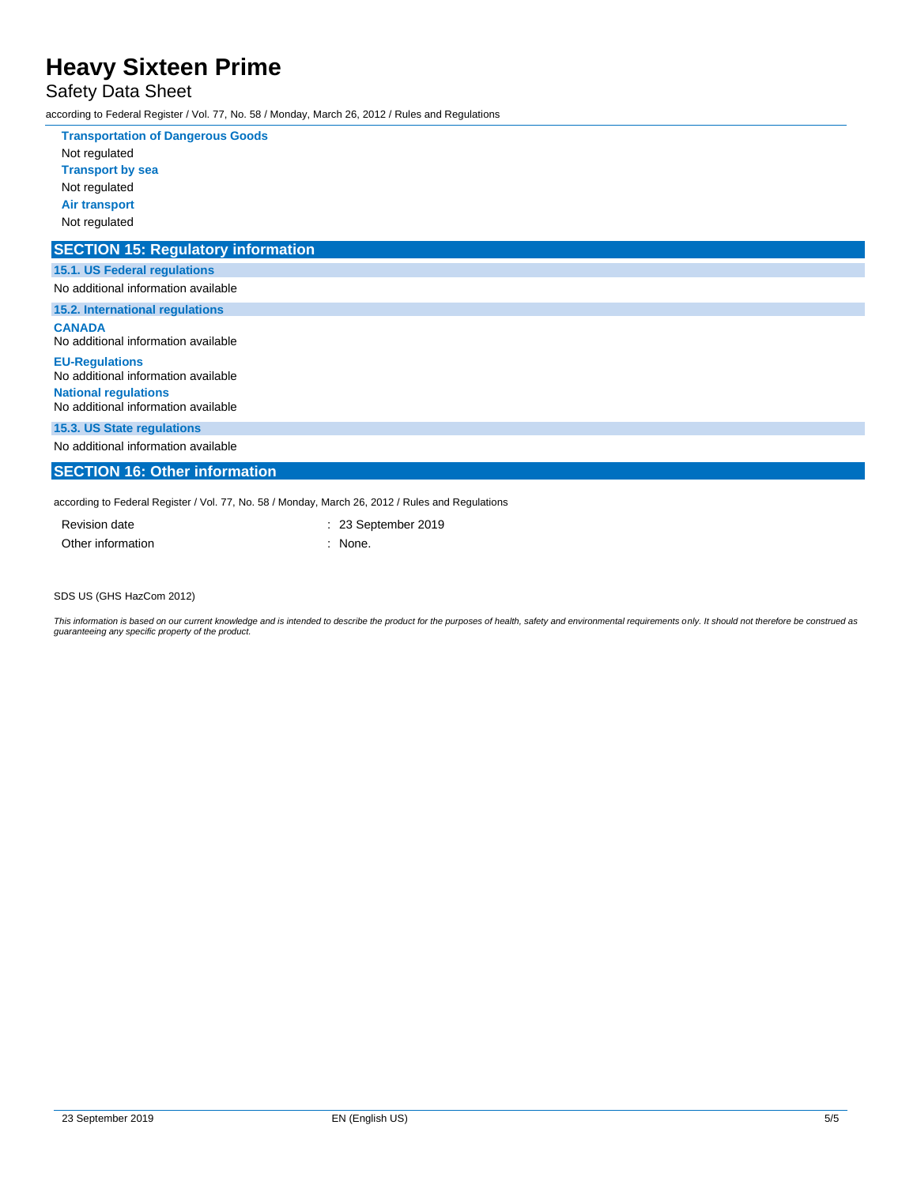**Transportation of Dangerous Goods**

Not regulated

**Transport by sea**

Not regulated

**Air transport**

Not regulated

## SECTION 15: Regulatory information

### 15.1. US Federal regulations

No additional information available

### 15.2. International regulations

**CANADA**

No additional information available

**EU-Regulations**

No additional information available

**National regulations**

No additional information available

### 15.3. US State regulations

No additional information available

## SECTION 16: Other information

according to Federal Register / Vol. 77, No. 58 / Monday, March 26, 2012 / Rules and Regulations

| | |
|---|---|
| Revision date | : 23 September 2019 |
| Other information | : None. |

SDS US (GHS HazCom 2012)

*This information is based on our current knowledge and is intended to describe the product for the purposes of health, safety and environmental requirements only. It should not therefore be construed as guaranteeing any specific property of the product.*